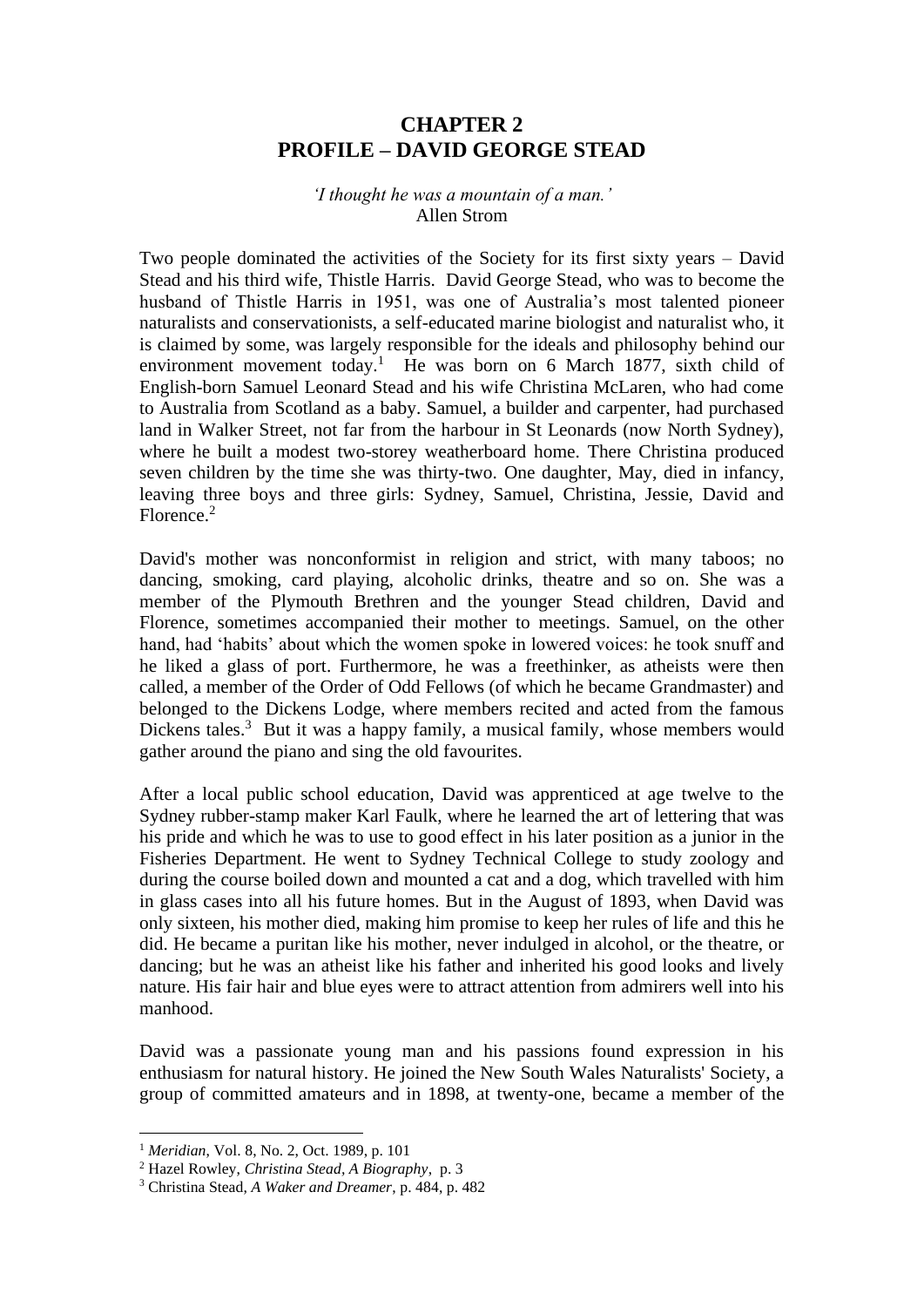# CHAPTER 2
# PROFILE – DAVID GEORGE STEAD

*'I thought he was a mountain of a man.'*
Allen Strom

Two people dominated the activities of the Society for its first sixty years – David Stead and his third wife, Thistle Harris. David George Stead, who was to become the husband of Thistle Harris in 1951, was one of Australia's most talented pioneer naturalists and conservationists, a self-educated marine biologist and naturalist who, it is claimed by some, was largely responsible for the ideals and philosophy behind our environment movement today.[1] He was born on 6 March 1877, sixth child of English-born Samuel Leonard Stead and his wife Christina McLaren, who had come to Australia from Scotland as a baby. Samuel, a builder and carpenter, had purchased land in Walker Street, not far from the harbour in St Leonards (now North Sydney), where he built a modest two-storey weatherboard home. There Christina produced seven children by the time she was thirty-two. One daughter, May, died in infancy, leaving three boys and three girls: Sydney, Samuel, Christina, Jessie, David and Florence.[2]

David's mother was nonconformist in religion and strict, with many taboos; no dancing, smoking, card playing, alcoholic drinks, theatre and so on. She was a member of the Plymouth Brethren and the younger Stead children, David and Florence, sometimes accompanied their mother to meetings. Samuel, on the other hand, had 'habits' about which the women spoke in lowered voices: he took snuff and he liked a glass of port. Furthermore, he was a freethinker, as atheists were then called, a member of the Order of Odd Fellows (of which he became Grandmaster) and belonged to the Dickens Lodge, where members recited and acted from the famous Dickens tales.[3] But it was a happy family, a musical family, whose members would gather around the piano and sing the old favourites.

After a local public school education, David was apprenticed at age twelve to the Sydney rubber-stamp maker Karl Faulk, where he learned the art of lettering that was his pride and which he was to use to good effect in his later position as a junior in the Fisheries Department. He went to Sydney Technical College to study zoology and during the course boiled down and mounted a cat and a dog, which travelled with him in glass cases into all his future homes. But in the August of 1893, when David was only sixteen, his mother died, making him promise to keep her rules of life and this he did. He became a puritan like his mother, never indulged in alcohol, or the theatre, or dancing; but he was an atheist like his father and inherited his good looks and lively nature. His fair hair and blue eyes were to attract attention from admirers well into his manhood.

David was a passionate young man and his passions found expression in his enthusiasm for natural history. He joined the New South Wales Naturalists' Society, a group of committed amateurs and in 1898, at twenty-one, became a member of the

---

[1] *Meridian*, Vol. 8, No. 2, Oct. 1989, p. 101

[2] Hazel Rowley, *Christina Stead, A Biography*, p. 3

[3] Christina Stead, *A Waker and Dreamer*, p. 484, p. 482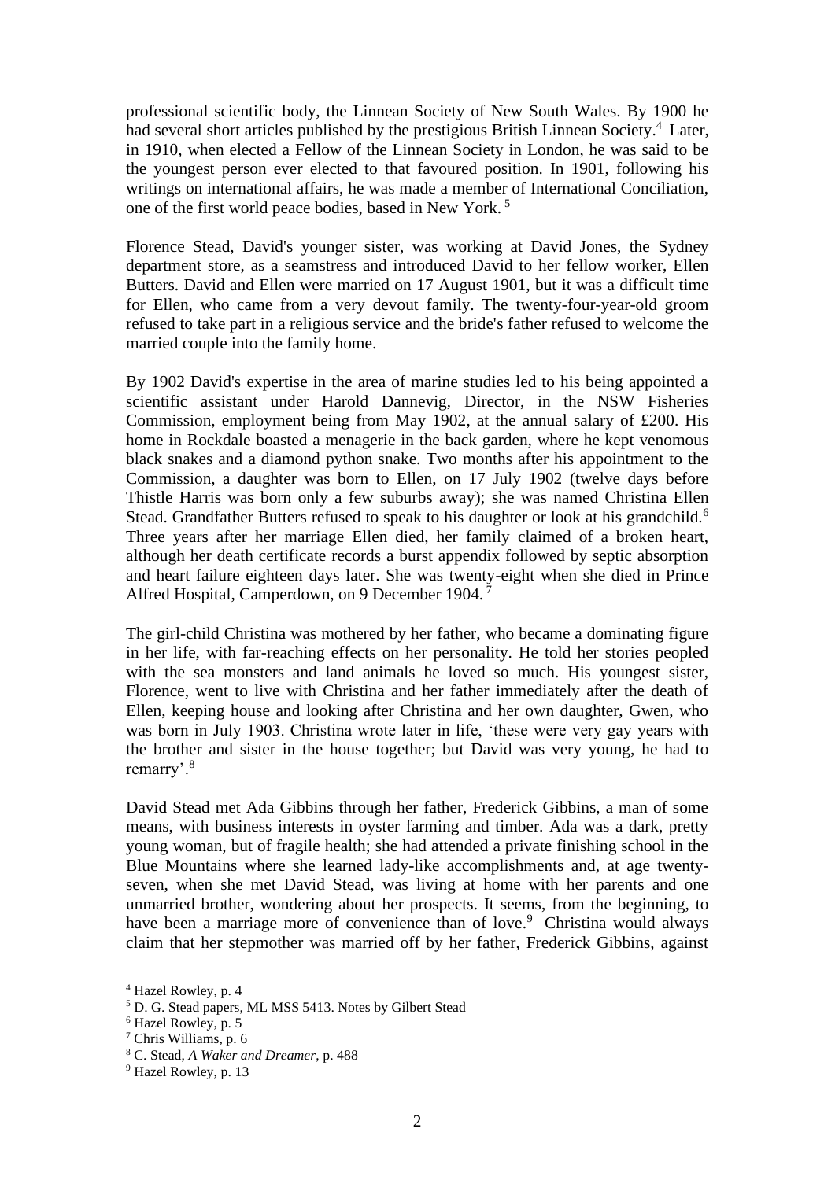professional scientific body, the Linnean Society of New South Wales. By 1900 he had several short articles published by the prestigious British Linnean Society.[4] Later, in 1910, when elected a Fellow of the Linnean Society in London, he was said to be the youngest person ever elected to that favoured position. In 1901, following his writings on international affairs, he was made a member of International Conciliation, one of the first world peace bodies, based in New York.[5]

Florence Stead, David's younger sister, was working at David Jones, the Sydney department store, as a seamstress and introduced David to her fellow worker, Ellen Butters. David and Ellen were married on 17 August 1901, but it was a difficult time for Ellen, who came from a very devout family. The twenty-four-year-old groom refused to take part in a religious service and the bride's father refused to welcome the married couple into the family home.

By 1902 David's expertise in the area of marine studies led to his being appointed a scientific assistant under Harold Dannevig, Director, in the NSW Fisheries Commission, employment being from May 1902, at the annual salary of £200. His home in Rockdale boasted a menagerie in the back garden, where he kept venomous black snakes and a diamond python snake. Two months after his appointment to the Commission, a daughter was born to Ellen, on 17 July 1902 (twelve days before Thistle Harris was born only a few suburbs away); she was named Christina Ellen Stead. Grandfather Butters refused to speak to his daughter or look at his grandchild.[6] Three years after her marriage Ellen died, her family claimed of a broken heart, although her death certificate records a burst appendix followed by septic absorption and heart failure eighteen days later. She was twenty-eight when she died in Prince Alfred Hospital, Camperdown, on 9 December 1904.[7]

The girl-child Christina was mothered by her father, who became a dominating figure in her life, with far-reaching effects on her personality. He told her stories peopled with the sea monsters and land animals he loved so much. His youngest sister, Florence, went to live with Christina and her father immediately after the death of Ellen, keeping house and looking after Christina and her own daughter, Gwen, who was born in July 1903. Christina wrote later in life, 'these were very gay years with the brother and sister in the house together; but David was very young, he had to remarry'.[8]

David Stead met Ada Gibbins through her father, Frederick Gibbins, a man of some means, with business interests in oyster farming and timber. Ada was a dark, pretty young woman, but of fragile health; she had attended a private finishing school in the Blue Mountains where she learned lady-like accomplishments and, at age twenty-seven, when she met David Stead, was living at home with her parents and one unmarried brother, wondering about her prospects. It seems, from the beginning, to have been a marriage more of convenience than of love.[9] Christina would always claim that her stepmother was married off by her father, Frederick Gibbins, against

---

[4] Hazel Rowley, p. 4

[5] D. G. Stead papers, ML MSS 5413. Notes by Gilbert Stead

[6] Hazel Rowley, p. 5

[7] Chris Williams, p. 6

[8] C. Stead, *A Waker and Dreamer*, p. 488

[9] Hazel Rowley, p. 13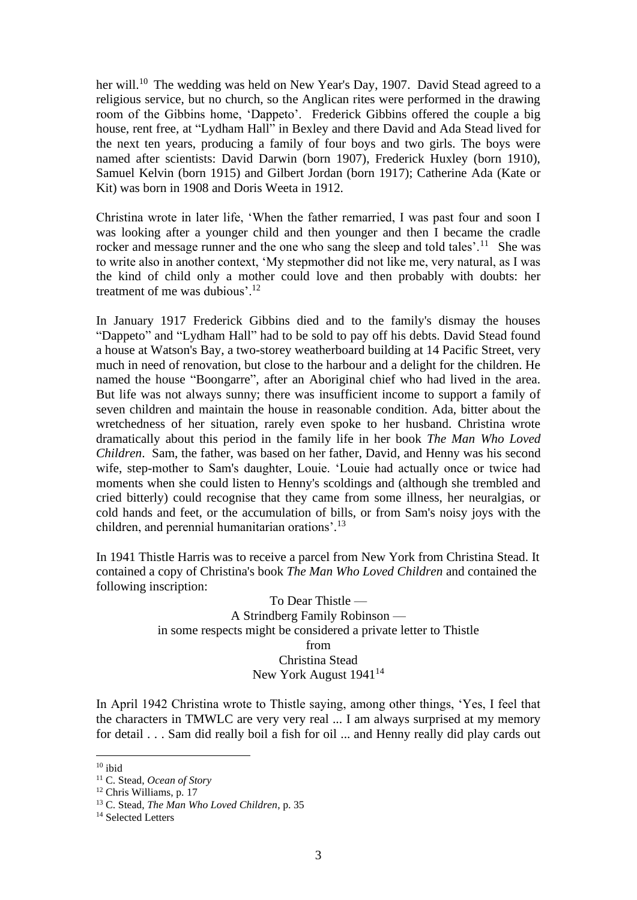her will.[10] The wedding was held on New Year's Day, 1907. David Stead agreed to a religious service, but no church, so the Anglican rites were performed in the drawing room of the Gibbins home, 'Dappeto'. Frederick Gibbins offered the couple a big house, rent free, at "Lydham Hall" in Bexley and there David and Ada Stead lived for the next ten years, producing a family of four boys and two girls. The boys were named after scientists: David Darwin (born 1907), Frederick Huxley (born 1910), Samuel Kelvin (born 1915) and Gilbert Jordan (born 1917); Catherine Ada (Kate or Kit) was born in 1908 and Doris Weeta in 1912.

Christina wrote in later life, 'When the father remarried, I was past four and soon I was looking after a younger child and then younger and then I became the cradle rocker and message runner and the one who sang the sleep and told tales'.[11] She was to write also in another context, 'My stepmother did not like me, very natural, as I was the kind of child only a mother could love and then probably with doubts: her treatment of me was dubious'.[12]

In January 1917 Frederick Gibbins died and to the family's dismay the houses "Dappeto" and "Lydham Hall" had to be sold to pay off his debts. David Stead found a house at Watson's Bay, a two-storey weatherboard building at 14 Pacific Street, very much in need of renovation, but close to the harbour and a delight for the children. He named the house "Boongarre", after an Aboriginal chief who had lived in the area. But life was not always sunny; there was insufficient income to support a family of seven children and maintain the house in reasonable condition. Ada, bitter about the wretchedness of her situation, rarely even spoke to her husband. Christina wrote dramatically about this period in the family life in her book *The Man Who Loved Children*. Sam, the father, was based on her father, David, and Henny was his second wife, step-mother to Sam's daughter, Louie. 'Louie had actually once or twice had moments when she could listen to Henny's scoldings and (although she trembled and cried bitterly) could recognise that they came from some illness, her neuralgias, or cold hands and feet, or the accumulation of bills, or from Sam's noisy joys with the children, and perennial humanitarian orations'.[13]

In 1941 Thistle Harris was to receive a parcel from New York from Christina Stead. It contained a copy of Christina's book *The Man Who Loved Children* and contained the following inscription:

To Dear Thistle —  
A Strindberg Family Robinson —  
in some respects might be considered a private letter to Thistle  
from  
Christina Stead  
New York August 1941[14]

In April 1942 Christina wrote to Thistle saying, among other things, 'Yes, I feel that the characters in TMWLC are very very real ... I am always surprised at my memory for detail . . . Sam did really boil a fish for oil ... and Henny really did play cards out

---

[10] ibid

[11] C. Stead, *Ocean of Story*

[12] Chris Williams, p. 17

[13] C. Stead, *The Man Who Loved Children*, p. 35

[14] Selected Letters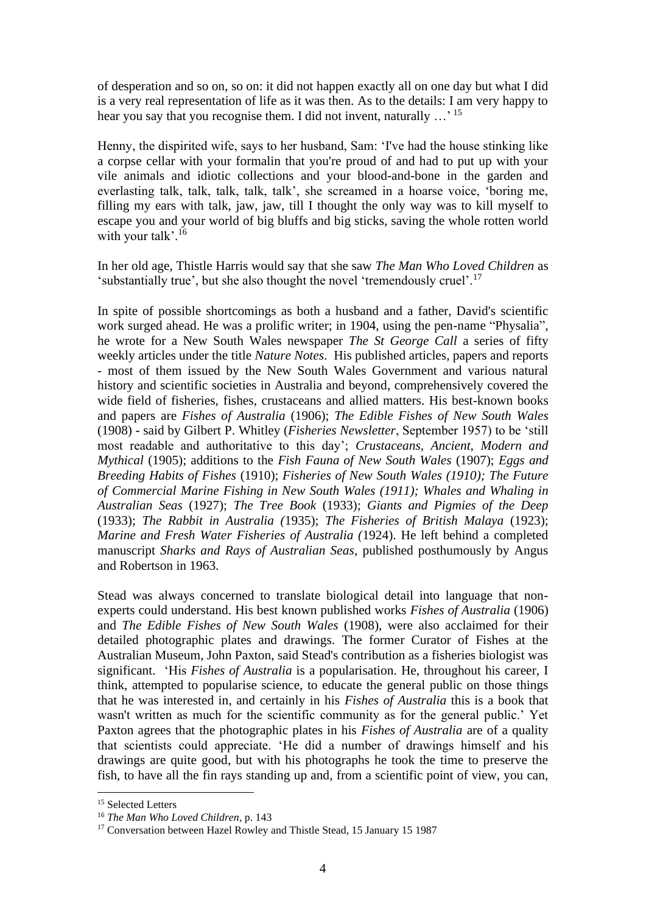of desperation and so on, so on: it did not happen exactly all on one day but what I did is a very real representation of life as it was then. As to the details: I am very happy to hear you say that you recognise them. I did not invent, naturally …' [15]

Henny, the dispirited wife, says to her husband, Sam: 'I've had the house stinking like a corpse cellar with your formalin that you're proud of and had to put up with your vile animals and idiotic collections and your blood-and-bone in the garden and everlasting talk, talk, talk, talk, talk', she screamed in a hoarse voice, 'boring me, filling my ears with talk, jaw, jaw, till I thought the only way was to kill myself to escape you and your world of big bluffs and big sticks, saving the whole rotten world with your talk'.[16]

In her old age, Thistle Harris would say that she saw *The Man Who Loved Children* as 'substantially true', but she also thought the novel 'tremendously cruel'.[17]

In spite of possible shortcomings as both a husband and a father, David's scientific work surged ahead. He was a prolific writer; in 1904, using the pen-name "Physalia", he wrote for a New South Wales newspaper *The St George Call* a series of fifty weekly articles under the title *Nature Notes*. His published articles, papers and reports - most of them issued by the New South Wales Government and various natural history and scientific societies in Australia and beyond, comprehensively covered the wide field of fisheries, fishes, crustaceans and allied matters. His best-known books and papers are *Fishes of Australia* (1906); *The Edible Fishes of New South Wales* (1908) - said by Gilbert P. Whitley (*Fisheries Newsletter*, September 1957) to be 'still most readable and authoritative to this day'; *Crustaceans, Ancient, Modern and Mythical* (1905); additions to the *Fish Fauna of New South Wales* (1907); *Eggs and Breeding Habits of Fishes* (1910); *Fisheries of New South Wales (1910); The Future of Commercial Marine Fishing in New South Wales (1911); Whales and Whaling in Australian Seas* (1927); *The Tree Book* (1933); *Giants and Pigmies of the Deep* (1933); *The Rabbit in Australia (*1935); *The Fisheries of British Malaya* (1923); *Marine and Fresh Water Fisheries of Australia (*1924). He left behind a completed manuscript *Sharks and Rays of Australian Seas*, published posthumously by Angus and Robertson in 1963.

Stead was always concerned to translate biological detail into language that non-experts could understand. His best known published works *Fishes of Australia* (1906) and *The Edible Fishes of New South Wales* (1908), were also acclaimed for their detailed photographic plates and drawings. The former Curator of Fishes at the Australian Museum, John Paxton, said Stead's contribution as a fisheries biologist was significant. 'His *Fishes of Australia* is a popularisation. He, throughout his career, I think, attempted to popularise science, to educate the general public on those things that he was interested in, and certainly in his *Fishes of Australia* this is a book that wasn't written as much for the scientific community as for the general public.' Yet Paxton agrees that the photographic plates in his *Fishes of Australia* are of a quality that scientists could appreciate. 'He did a number of drawings himself and his drawings are quite good, but with his photographs he took the time to preserve the fish, to have all the fin rays standing up and, from a scientific point of view, you can,

---

[15] Selected Letters

[16] *The Man Who Loved Children*, p. 143

[17] Conversation between Hazel Rowley and Thistle Stead, 15 January 15 1987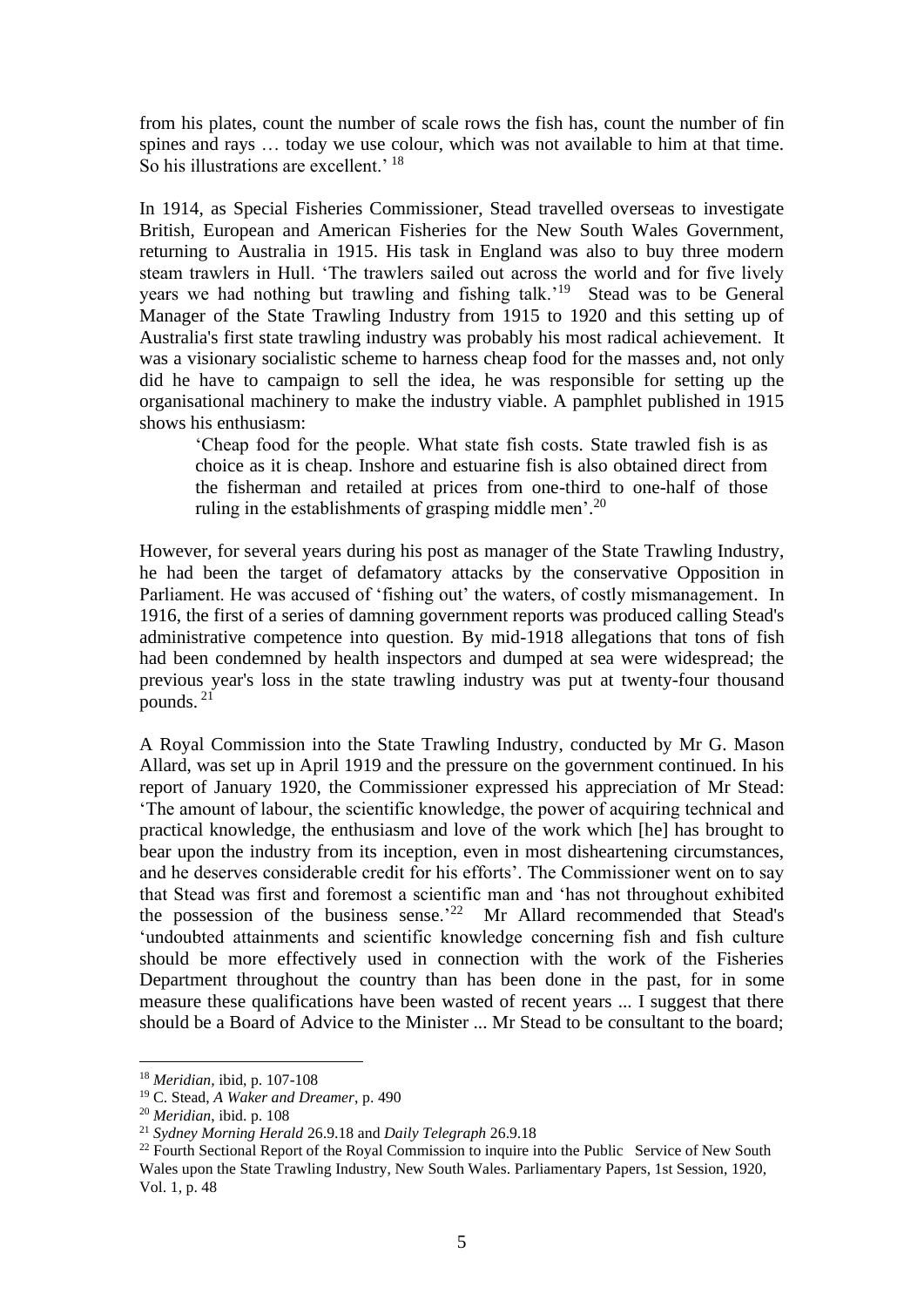from his plates, count the number of scale rows the fish has, count the number of fin spines and rays … today we use colour, which was not available to him at that time. So his illustrations are excellent.' [18]

In 1914, as Special Fisheries Commissioner, Stead travelled overseas to investigate British, European and American Fisheries for the New South Wales Government, returning to Australia in 1915. His task in England was also to buy three modern steam trawlers in Hull. 'The trawlers sailed out across the world and for five lively years we had nothing but trawling and fishing talk.'[19] Stead was to be General Manager of the State Trawling Industry from 1915 to 1920 and this setting up of Australia's first state trawling industry was probably his most radical achievement. It was a visionary socialistic scheme to harness cheap food for the masses and, not only did he have to campaign to sell the idea, he was responsible for setting up the organisational machinery to make the industry viable. A pamphlet published in 1915 shows his enthusiasm:

> 'Cheap food for the people. What state fish costs. State trawled fish is as choice as it is cheap. Inshore and estuarine fish is also obtained direct from the fisherman and retailed at prices from one-third to one-half of those ruling in the establishments of grasping middle men'.[20]

However, for several years during his post as manager of the State Trawling Industry, he had been the target of defamatory attacks by the conservative Opposition in Parliament. He was accused of 'fishing out' the waters, of costly mismanagement. In 1916, the first of a series of damning government reports was produced calling Stead's administrative competence into question. By mid-1918 allegations that tons of fish had been condemned by health inspectors and dumped at sea were widespread; the previous year's loss in the state trawling industry was put at twenty-four thousand pounds. [21]

A Royal Commission into the State Trawling Industry, conducted by Mr G. Mason Allard, was set up in April 1919 and the pressure on the government continued. In his report of January 1920, the Commissioner expressed his appreciation of Mr Stead: 'The amount of labour, the scientific knowledge, the power of acquiring technical and practical knowledge, the enthusiasm and love of the work which [he] has brought to bear upon the industry from its inception, even in most disheartening circumstances, and he deserves considerable credit for his efforts'. The Commissioner went on to say that Stead was first and foremost a scientific man and 'has not throughout exhibited the possession of the business sense.'[22] Mr Allard recommended that Stead's 'undoubted attainments and scientific knowledge concerning fish and fish culture should be more effectively used in connection with the work of the Fisheries Department throughout the country than has been done in the past, for in some measure these qualifications have been wasted of recent years ... I suggest that there should be a Board of Advice to the Minister ... Mr Stead to be consultant to the board;

---

[18] *Meridian*, ibid, p. 107-108

[19] C. Stead, *A Waker and Dreamer*, p. 490

[20] *Meridian*, ibid. p. 108

[21] *Sydney Morning Herald* 26.9.18 and *Daily Telegraph* 26.9.18

[22] Fourth Sectional Report of the Royal Commission to inquire into the Public Service of New South Wales upon the State Trawling Industry, New South Wales. Parliamentary Papers, 1st Session, 1920, Vol. 1, p. 48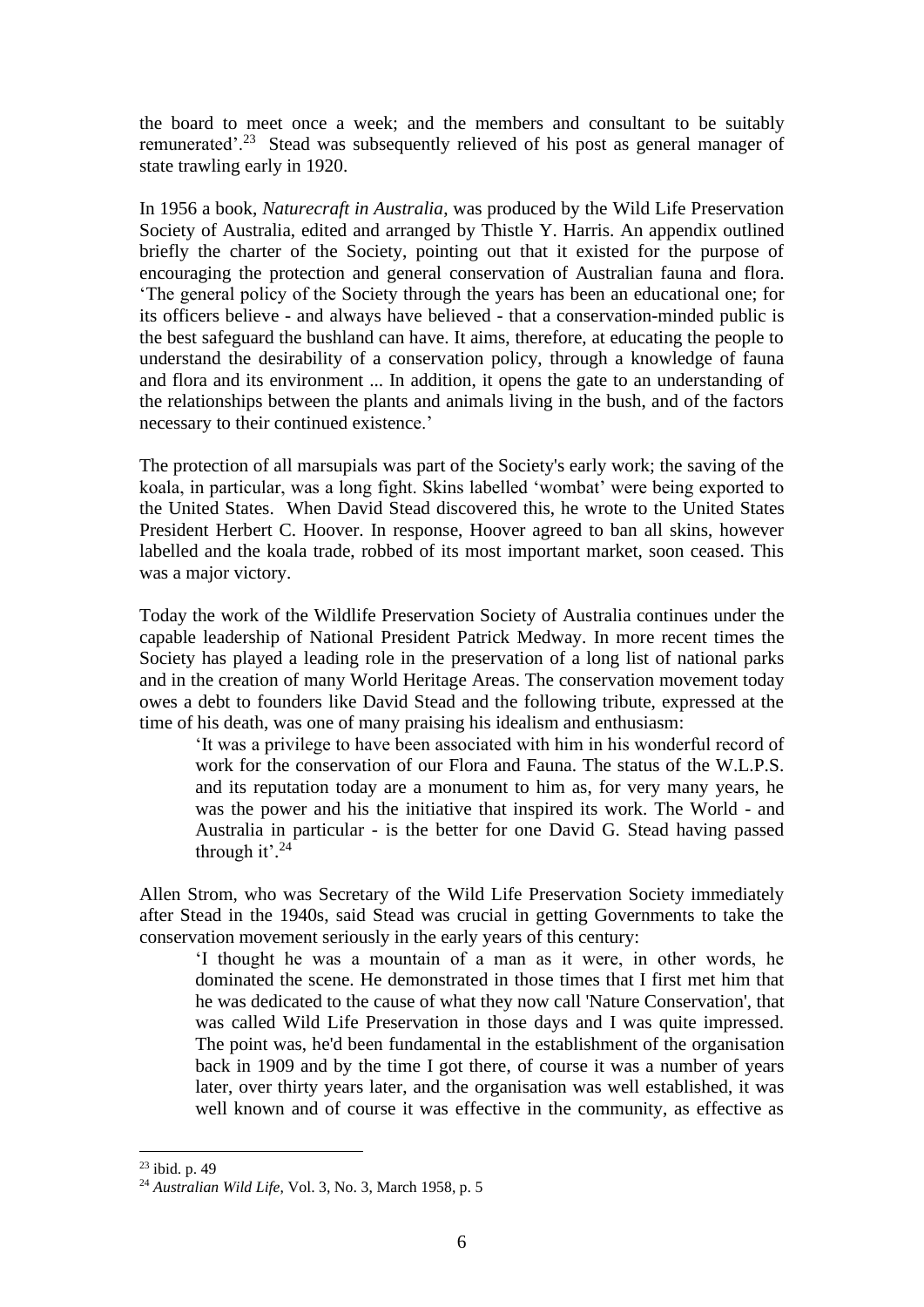the board to meet once a week; and the members and consultant to be suitably remunerated'.[23] Stead was subsequently relieved of his post as general manager of state trawling early in 1920.

In 1956 a book, *Naturecraft in Australia*, was produced by the Wild Life Preservation Society of Australia, edited and arranged by Thistle Y. Harris. An appendix outlined briefly the charter of the Society, pointing out that it existed for the purpose of encouraging the protection and general conservation of Australian fauna and flora. 'The general policy of the Society through the years has been an educational one; for its officers believe - and always have believed - that a conservation-minded public is the best safeguard the bushland can have. It aims, therefore, at educating the people to understand the desirability of a conservation policy, through a knowledge of fauna and flora and its environment ... In addition, it opens the gate to an understanding of the relationships between the plants and animals living in the bush, and of the factors necessary to their continued existence.'

The protection of all marsupials was part of the Society's early work; the saving of the koala, in particular, was a long fight. Skins labelled 'wombat' were being exported to the United States. When David Stead discovered this, he wrote to the United States President Herbert C. Hoover. In response, Hoover agreed to ban all skins, however labelled and the koala trade, robbed of its most important market, soon ceased. This was a major victory.

Today the work of the Wildlife Preservation Society of Australia continues under the capable leadership of National President Patrick Medway. In more recent times the Society has played a leading role in the preservation of a long list of national parks and in the creation of many World Heritage Areas. The conservation movement today owes a debt to founders like David Stead and the following tribute, expressed at the time of his death, was one of many praising his idealism and enthusiasm:

> 'It was a privilege to have been associated with him in his wonderful record of work for the conservation of our Flora and Fauna. The status of the W.L.P.S. and its reputation today are a monument to him as, for very many years, he was the power and his the initiative that inspired its work. The World - and Australia in particular - is the better for one David G. Stead having passed through it'.[24]

Allen Strom, who was Secretary of the Wild Life Preservation Society immediately after Stead in the 1940s, said Stead was crucial in getting Governments to take the conservation movement seriously in the early years of this century:

> 'I thought he was a mountain of a man as it were, in other words, he dominated the scene. He demonstrated in those times that I first met him that he was dedicated to the cause of what they now call 'Nature Conservation', that was called Wild Life Preservation in those days and I was quite impressed. The point was, he'd been fundamental in the establishment of the organisation back in 1909 and by the time I got there, of course it was a number of years later, over thirty years later, and the organisation was well established, it was well known and of course it was effective in the community, as effective as

---

[23] ibid. p. 49

[24] *Australian Wild Life*, Vol. 3, No. 3, March 1958, p. 5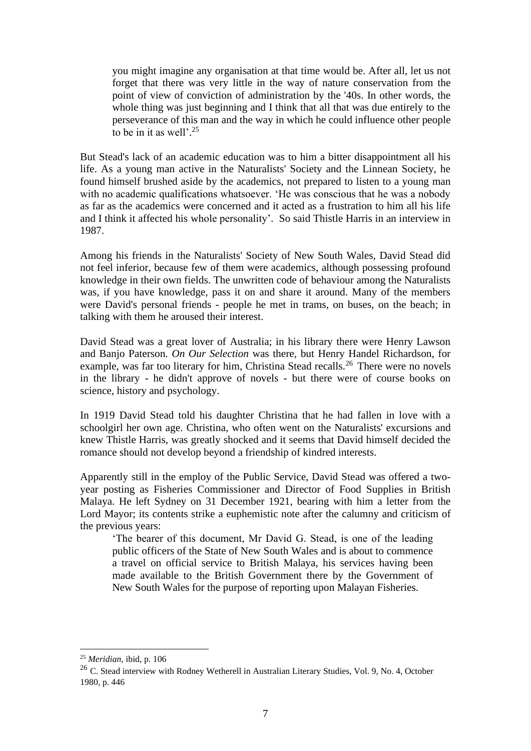> you might imagine any organisation at that time would be. After all, let us not forget that there was very little in the way of nature conservation from the point of view of conviction of administration by the '40s. In other words, the whole thing was just beginning and I think that all that was due entirely to the perseverance of this man and the way in which he could influence other people to be in it as well'.[25]

But Stead's lack of an academic education was to him a bitter disappointment all his life. As a young man active in the Naturalists' Society and the Linnean Society, he found himself brushed aside by the academics, not prepared to listen to a young man with no academic qualifications whatsoever. 'He was conscious that he was a nobody as far as the academics were concerned and it acted as a frustration to him all his life and I think it affected his whole personality'. So said Thistle Harris in an interview in 1987.

Among his friends in the Naturalists' Society of New South Wales, David Stead did not feel inferior, because few of them were academics, although possessing profound knowledge in their own fields. The unwritten code of behaviour among the Naturalists was, if you have knowledge, pass it on and share it around. Many of the members were David's personal friends - people he met in trams, on buses, on the beach; in talking with them he aroused their interest.

David Stead was a great lover of Australia; in his library there were Henry Lawson and Banjo Paterson. *On Our Selection* was there, but Henry Handel Richardson, for example, was far too literary for him, Christina Stead recalls.[26] There were no novels in the library - he didn't approve of novels - but there were of course books on science, history and psychology.

In 1919 David Stead told his daughter Christina that he had fallen in love with a schoolgirl her own age. Christina, who often went on the Naturalists' excursions and knew Thistle Harris, was greatly shocked and it seems that David himself decided the romance should not develop beyond a friendship of kindred interests.

Apparently still in the employ of the Public Service, David Stead was offered a two-year posting as Fisheries Commissioner and Director of Food Supplies in British Malaya. He left Sydney on 31 December 1921, bearing with him a letter from the Lord Mayor; its contents strike a euphemistic note after the calumny and criticism of the previous years:

> 'The bearer of this document, Mr David G. Stead, is one of the leading public officers of the State of New South Wales and is about to commence a travel on official service to British Malaya, his services having been made available to the British Government there by the Government of New South Wales for the purpose of reporting upon Malayan Fisheries.

---

[25] *Meridian*, ibid, p. 106

[26] C. Stead interview with Rodney Wetherell in Australian Literary Studies, Vol. 9, No. 4, October 1980, p. 446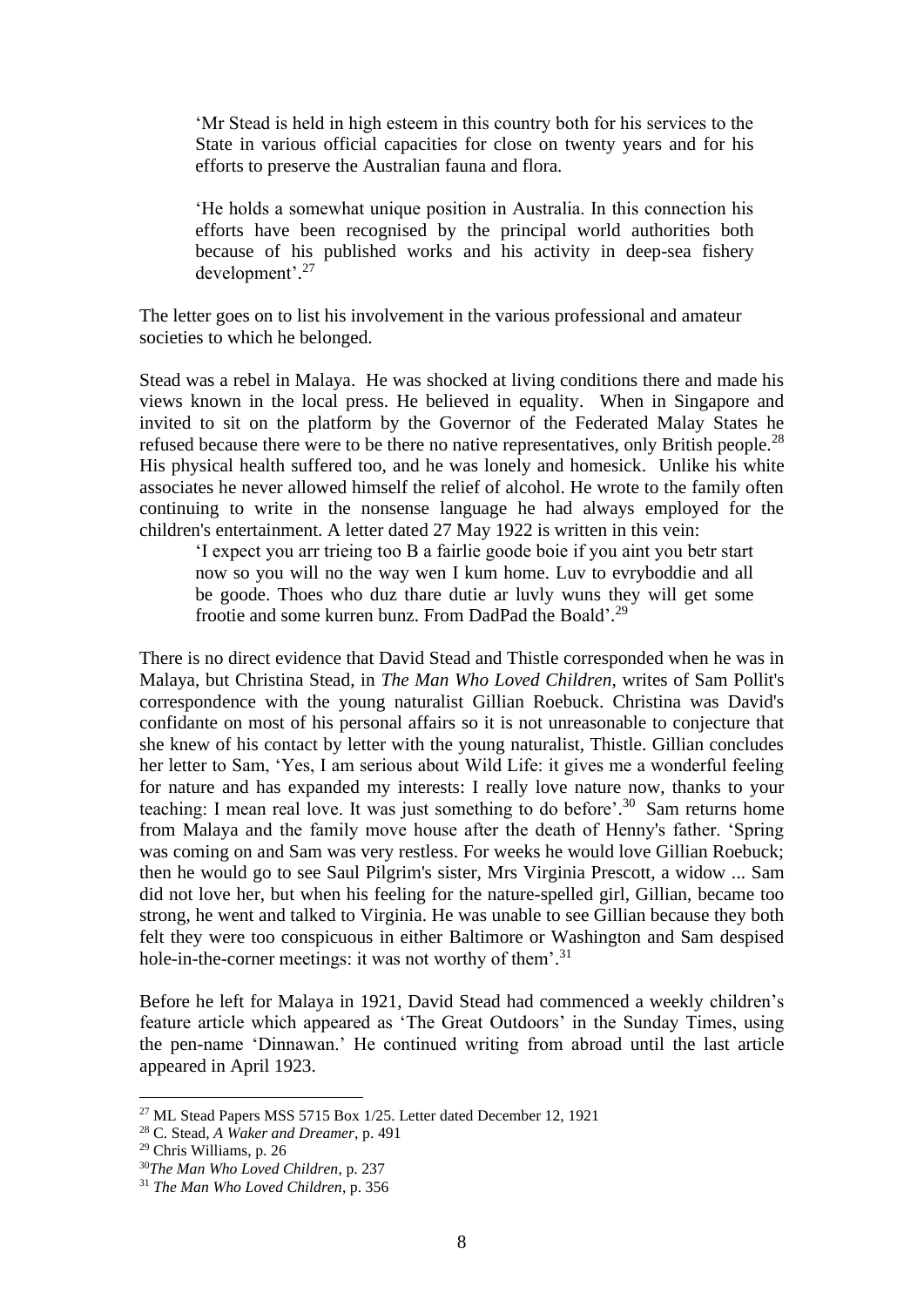> 'Mr Stead is held in high esteem in this country both for his services to the State in various official capacities for close on twenty years and for his efforts to preserve the Australian fauna and flora.
>
> 'He holds a somewhat unique position in Australia. In this connection his efforts have been recognised by the principal world authorities both because of his published works and his activity in deep-sea fishery development'.[27]

The letter goes on to list his involvement in the various professional and amateur societies to which he belonged.

Stead was a rebel in Malaya. He was shocked at living conditions there and made his views known in the local press. He believed in equality. When in Singapore and invited to sit on the platform by the Governor of the Federated Malay States he refused because there were to be there no native representatives, only British people.[28] His physical health suffered too, and he was lonely and homesick. Unlike his white associates he never allowed himself the relief of alcohol. He wrote to the family often continuing to write in the nonsense language he had always employed for the children's entertainment. A letter dated 27 May 1922 is written in this vein:

> 'I expect you arr trieing too B a fairlie goode boie if you aint you betr start now so you will no the way wen I kum home. Luv to evryboddie and all be goode. Thoes who duz thare dutie ar luvly wuns they will get some frootie and some kurren bunz. From DadPad the Boald'.[29]

There is no direct evidence that David Stead and Thistle corresponded when he was in Malaya, but Christina Stead, in *The Man Who Loved Children*, writes of Sam Pollit's correspondence with the young naturalist Gillian Roebuck. Christina was David's confidante on most of his personal affairs so it is not unreasonable to conjecture that she knew of his contact by letter with the young naturalist, Thistle. Gillian concludes her letter to Sam, 'Yes, I am serious about Wild Life: it gives me a wonderful feeling for nature and has expanded my interests: I really love nature now, thanks to your teaching: I mean real love. It was just something to do before'.[30] Sam returns home from Malaya and the family move house after the death of Henny's father. 'Spring was coming on and Sam was very restless. For weeks he would love Gillian Roebuck; then he would go to see Saul Pilgrim's sister, Mrs Virginia Prescott, a widow ... Sam did not love her, but when his feeling for the nature-spelled girl, Gillian, became too strong, he went and talked to Virginia. He was unable to see Gillian because they both felt they were too conspicuous in either Baltimore or Washington and Sam despised hole-in-the-corner meetings: it was not worthy of them'.[31]

Before he left for Malaya in 1921, David Stead had commenced a weekly children's feature article which appeared as 'The Great Outdoors' in the Sunday Times, using the pen-name 'Dinnawan.' He continued writing from abroad until the last article appeared in April 1923.

---

[27] ML Stead Papers MSS 5715 Box 1/25. Letter dated December 12, 1921

[28] C. Stead, *A Waker and Dreamer*, p. 491

[29] Chris Williams, p. 26

[30] *The Man Who Loved Children*, p. 237

[31] *The Man Who Loved Children*, p. 356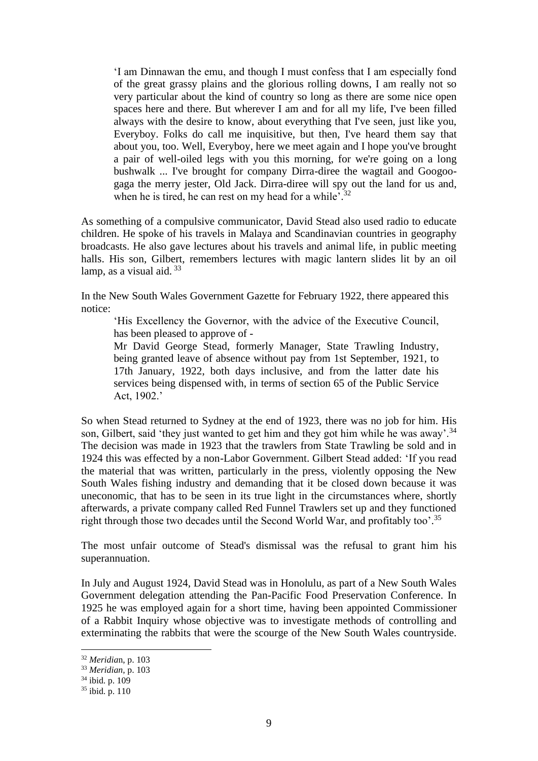> 'I am Dinnawan the emu, and though I must confess that I am especially fond of the great grassy plains and the glorious rolling downs, I am really not so very particular about the kind of country so long as there are some nice open spaces here and there. But wherever I am and for all my life, I've been filled always with the desire to know, about everything that I've seen, just like you, Everyboy. Folks do call me inquisitive, but then, I've heard them say that about you, too. Well, Everyboy, here we meet again and I hope you've brought a pair of well-oiled legs with you this morning, for we're going on a long bushwalk ... I've brought for company Dirra-diree the wagtail and Googoo-gaga the merry jester, Old Jack. Dirra-diree will spy out the land for us and, when he is tired, he can rest on my head for a while'.[32]

As something of a compulsive communicator, David Stead also used radio to educate children. He spoke of his travels in Malaya and Scandinavian countries in geography broadcasts. He also gave lectures about his travels and animal life, in public meeting halls. His son, Gilbert, remembers lectures with magic lantern slides lit by an oil lamp, as a visual aid.[33]

In the New South Wales Government Gazette for February 1922, there appeared this notice:

> 'His Excellency the Governor, with the advice of the Executive Council, has been pleased to approve of -
>
> Mr David George Stead, formerly Manager, State Trawling Industry, being granted leave of absence without pay from 1st September, 1921, to 17th January, 1922, both days inclusive, and from the latter date his services being dispensed with, in terms of section 65 of the Public Service Act, 1902.'

So when Stead returned to Sydney at the end of 1923, there was no job for him. His son, Gilbert, said 'they just wanted to get him and they got him while he was away'.[34] The decision was made in 1923 that the trawlers from State Trawling be sold and in 1924 this was effected by a non-Labor Government. Gilbert Stead added: 'If you read the material that was written, particularly in the press, violently opposing the New South Wales fishing industry and demanding that it be closed down because it was uneconomic, that has to be seen in its true light in the circumstances where, shortly afterwards, a private company called Red Funnel Trawlers set up and they functioned right through those two decades until the Second World War, and profitably too'.[35]

The most unfair outcome of Stead's dismissal was the refusal to grant him his superannuation.

In July and August 1924, David Stead was in Honolulu, as part of a New South Wales Government delegation attending the Pan-Pacific Food Preservation Conference. In 1925 he was employed again for a short time, having been appointed Commissioner of a Rabbit Inquiry whose objective was to investigate methods of controlling and exterminating the rabbits that were the scourge of the New South Wales countryside.

---

[32] *Meridian*, p. 103

[33] *Meridian*, p. 103

[34] ibid. p. 109

[35] ibid. p. 110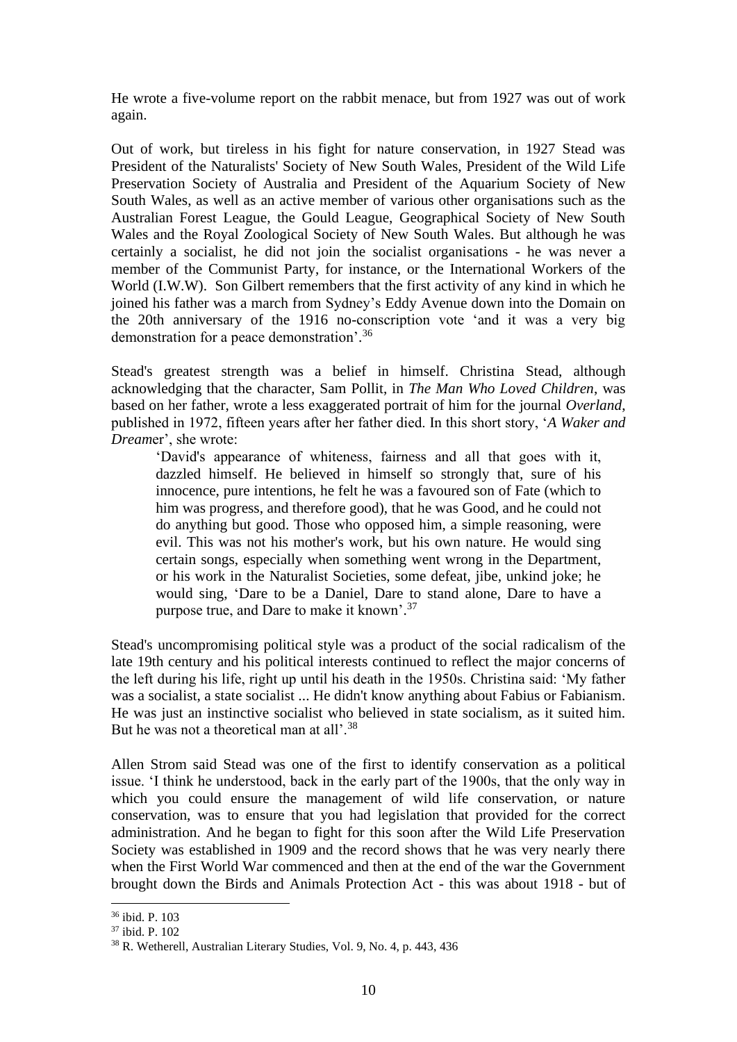He wrote a five-volume report on the rabbit menace, but from 1927 was out of work again.

Out of work, but tireless in his fight for nature conservation, in 1927 Stead was President of the Naturalists' Society of New South Wales, President of the Wild Life Preservation Society of Australia and President of the Aquarium Society of New South Wales, as well as an active member of various other organisations such as the Australian Forest League, the Gould League, Geographical Society of New South Wales and the Royal Zoological Society of New South Wales. But although he was certainly a socialist, he did not join the socialist organisations - he was never a member of the Communist Party, for instance, or the International Workers of the World (I.W.W). Son Gilbert remembers that the first activity of any kind in which he joined his father was a march from Sydney's Eddy Avenue down into the Domain on the 20th anniversary of the 1916 no-conscription vote 'and it was a very big demonstration for a peace demonstration'.[36]

Stead's greatest strength was a belief in himself. Christina Stead, although acknowledging that the character, Sam Pollit, in *The Man Who Loved Children*, was based on her father, wrote a less exaggerated portrait of him for the journal *Overland*, published in 1972, fifteen years after her father died. In this short story, '*A Waker and Dream*er', she wrote:

> 'David's appearance of whiteness, fairness and all that goes with it, dazzled himself. He believed in himself so strongly that, sure of his innocence, pure intentions, he felt he was a favoured son of Fate (which to him was progress, and therefore good), that he was Good, and he could not do anything but good. Those who opposed him, a simple reasoning, were evil. This was not his mother's work, but his own nature. He would sing certain songs, especially when something went wrong in the Department, or his work in the Naturalist Societies, some defeat, jibe, unkind joke; he would sing, 'Dare to be a Daniel, Dare to stand alone, Dare to have a purpose true, and Dare to make it known'.[37]

Stead's uncompromising political style was a product of the social radicalism of the late 19th century and his political interests continued to reflect the major concerns of the left during his life, right up until his death in the 1950s. Christina said: 'My father was a socialist, a state socialist ... He didn't know anything about Fabius or Fabianism. He was just an instinctive socialist who believed in state socialism, as it suited him. But he was not a theoretical man at all'.[38]

Allen Strom said Stead was one of the first to identify conservation as a political issue. 'I think he understood, back in the early part of the 1900s, that the only way in which you could ensure the management of wild life conservation, or nature conservation, was to ensure that you had legislation that provided for the correct administration. And he began to fight for this soon after the Wild Life Preservation Society was established in 1909 and the record shows that he was very nearly there when the First World War commenced and then at the end of the war the Government brought down the Birds and Animals Protection Act - this was about 1918 - but of

---

[36] ibid. P. 103

[37] ibid. P. 102

[38] R. Wetherell, Australian Literary Studies, Vol. 9, No. 4, p. 443, 436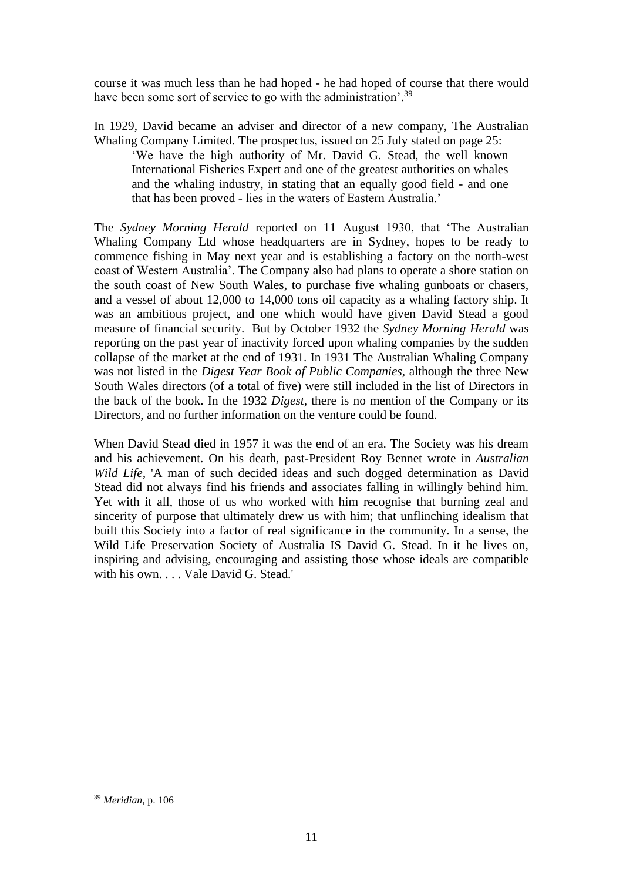course it was much less than he had hoped - he had hoped of course that there would have been some sort of service to go with the administration'.[39]

In 1929, David became an adviser and director of a new company, The Australian Whaling Company Limited. The prospectus, issued on 25 July stated on page 25:

> 'We have the high authority of Mr. David G. Stead, the well known International Fisheries Expert and one of the greatest authorities on whales and the whaling industry, in stating that an equally good field - and one that has been proved - lies in the waters of Eastern Australia.'

The *Sydney Morning Herald* reported on 11 August 1930, that 'The Australian Whaling Company Ltd whose headquarters are in Sydney, hopes to be ready to commence fishing in May next year and is establishing a factory on the north-west coast of Western Australia'. The Company also had plans to operate a shore station on the south coast of New South Wales, to purchase five whaling gunboats or chasers, and a vessel of about 12,000 to 14,000 tons oil capacity as a whaling factory ship. It was an ambitious project, and one which would have given David Stead a good measure of financial security. But by October 1932 the *Sydney Morning Herald* was reporting on the past year of inactivity forced upon whaling companies by the sudden collapse of the market at the end of 1931. In 1931 The Australian Whaling Company was not listed in the *Digest Year Book of Public Companies*, although the three New South Wales directors (of a total of five) were still included in the list of Directors in the back of the book. In the 1932 *Digest*, there is no mention of the Company or its Directors, and no further information on the venture could be found.

When David Stead died in 1957 it was the end of an era. The Society was his dream and his achievement. On his death, past-President Roy Bennet wrote in *Australian Wild Life*, 'A man of such decided ideas and such dogged determination as David Stead did not always find his friends and associates falling in willingly behind him. Yet with it all, those of us who worked with him recognise that burning zeal and sincerity of purpose that ultimately drew us with him; that unflinching idealism that built this Society into a factor of real significance in the community. In a sense, the Wild Life Preservation Society of Australia IS David G. Stead. In it he lives on, inspiring and advising, encouraging and assisting those whose ideals are compatible with his own. . . . Vale David G. Stead.'

---

[39] *Meridian*, p. 106